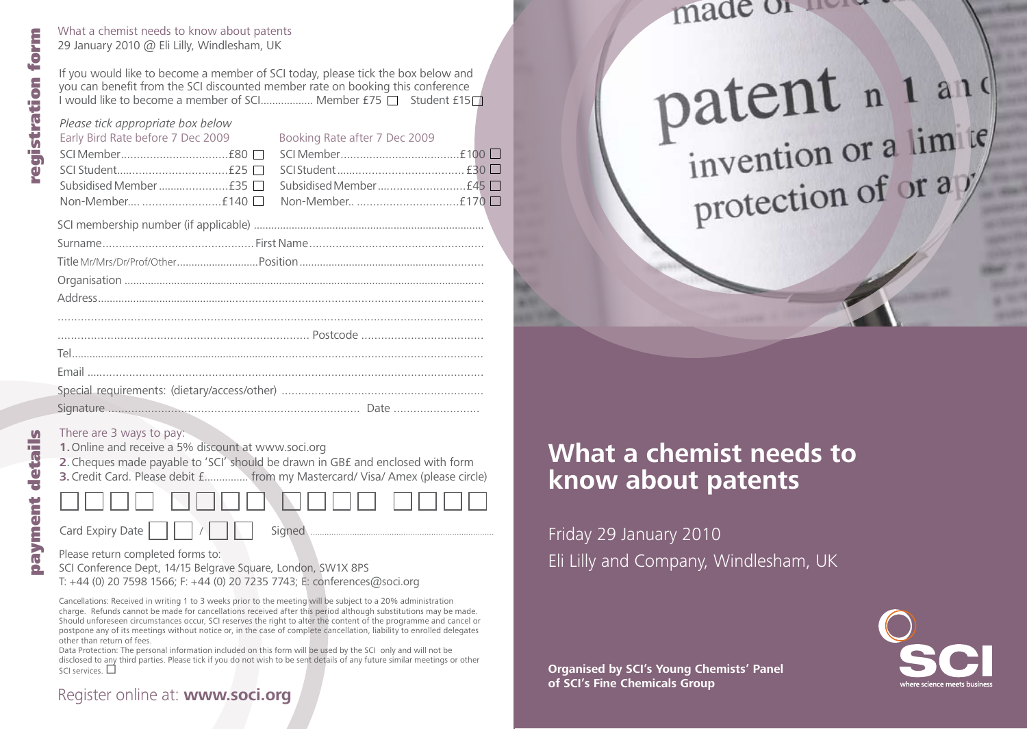# registration form

What a chemist needs to know about patents
29 January 2010 @ Eli Lilly, Windlesham, UK

If you would like to become a member of SCI today, please tick the box below and you can benefit from the SCI discounted member rate on booking this conference
I would like to become a member of SCI.................. Member £75 ☐ Student £15 ☐

*Please tick appropriate box below*

| Early Bird Rate before 7 Dec 2009 | Booking Rate after 7 Dec 2009 |
|---|---|
| SCI Member.................................£80 ☐ | SCI Member.....................................£100 ☐ |
| SCI Student...................................£25 ☐ | SCI Student.......................................£30 ☐ |
| Subsidised Member.......................£35 ☐ | Subsidised Member...........................£45 ☐ |
| Non-Member.... .........................£140 ☐ | Non-Member.. ...............................£170 ☐ |

SCI membership number (if applicable) ..............................................................................

Surname............................................. First Name....................................................

Title Mr/Mrs/Dr/Prof/Other............................ Position.............................................................

Organisation ..........................................................................................................................

Address.................................................................................................................................

...............................................................................................................................................

.......................................................................... Postcode .....................................

Tel..........................................................................................................................................

Email .....................................................................................................................................

Special requirements: (dietary/access/other) ............................................................

Signature ........................................................................... Date ..........................

# payment details

There are 3 ways to pay:

1. Online and receive a 5% discount at www.soci.org
2. Cheques made payable to 'SCI' should be drawn in GB£ and enclosed with form
3. Credit Card. Please debit £............... from my Mastercard/ Visa/ Amex (please circle)

☐☐☐☐ ☐☐☐☐ ☐☐☐☐ ☐☐☐☐

Card Expiry Date ☐☐ / ☐☐ Signed ..........................................................................

Please return completed forms to:
SCI Conference Dept, 14/15 Belgrave Square, London, SW1X 8PS
T: +44 (0) 20 7598 1566; F: +44 (0) 20 7235 7743; E: conferences@soci.org

Cancellations: Received in writing 1 to 3 weeks prior to the meeting will be subject to a 20% administration charge. Refunds cannot be made for cancellations received after this period although substitutions may be made. Should unforeseen circumstances occur, SCI reserves the right to alter the content of the programme and cancel or postpone any of its meetings without notice or, in the case of complete cancellation, liability to enrolled delegates other than return of fees.
Data Protection: The personal information included on this form will be used by the SCI only and will not be disclosed to any third parties. Please tick if you do not wish to be sent details of any future similar meetings or other SCI services. ☐

Register online at: **www.soci.org**

# What a chemist needs to know about patents

Friday 29 January 2010
Eli Lilly and Company, Windlesham, UK

**Organised by SCI's Young Chemists' Panel of SCI's Fine Chemicals Group**

SCI
where science meets business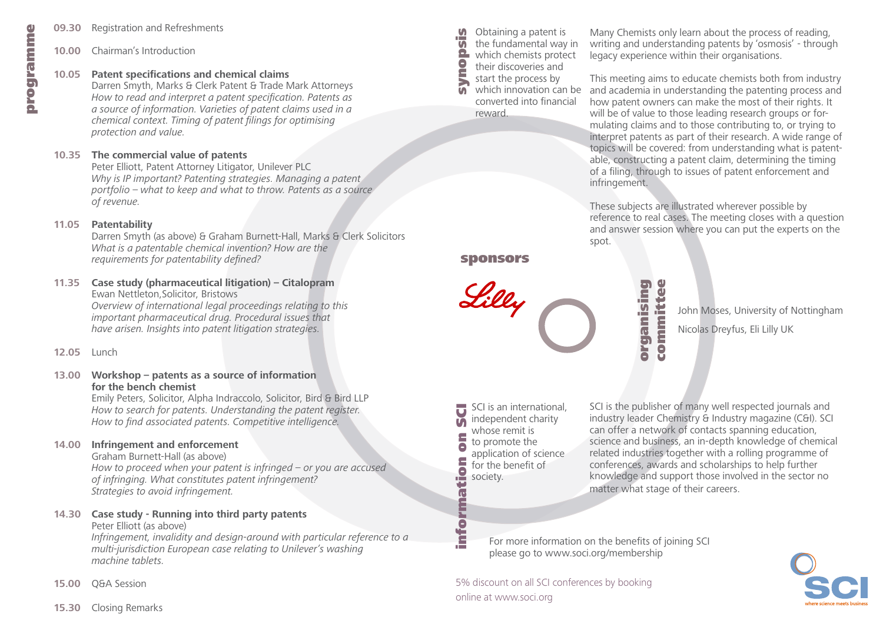## programme

**09.30** Registration and Refreshments

**10.00** Chairman's Introduction

**10.05** **Patent specifications and chemical claims**
Darren Smyth, Marks & Clerk Patent & Trade Mark Attorneys
*How to read and interpret a patent specification. Patents as a source of information. Varieties of patent claims used in a chemical context. Timing of patent filings for optimising protection and value.*

**10.35** **The commercial value of patents**
Peter Elliott, Patent Attorney Litigator, Unilever PLC
*Why is IP important? Patenting strategies. Managing a patent portfolio – what to keep and what to throw. Patents as a source of revenue.*

**11.05** **Patentability**
Darren Smyth (as above) & Graham Burnett-Hall, Marks & Clerk Solicitors
*What is a patentable chemical invention? How are the requirements for patentability defined?*

**11.35** **Case study (pharmaceutical litigation) – Citalopram**
Ewan Nettleton,Solicitor, Bristows
*Overview of international legal proceedings relating to this important pharmaceutical drug. Procedural issues that have arisen. Insights into patent litigation strategies.*

**12.05** Lunch

**13.00** **Workshop – patents as a source of information for the bench chemist**
Emily Peters, Solicitor, Alpha Indraccolo, Solicitor, Bird & Bird LLP
*How to search for patents. Understanding the patent register. How to find associated patents. Competitive intelligence.*

**14.00** **Infringement and enforcement**
Graham Burnett-Hall (as above)
*How to proceed when your patent is infringed – or you are accused of infringing. What constitutes patent infringement? Strategies to avoid infringement.*

**14.30** **Case study - Running into third party patents**
Peter Elliott (as above)
*Infringement, invalidity and design-around with particular reference to a multi-jurisdiction European case relating to Unilever's washing machine tablets.*

**15.00** Q&A Session

**15.30** Closing Remarks

## synopsis

Obtaining a patent is the fundamental way in which chemists protect their discoveries and start the process by which innovation can be converted into financial reward.

Many Chemists only learn about the process of reading, writing and understanding patents by 'osmosis' - through legacy experience within their organisations.

This meeting aims to educate chemists both from industry and academia in understanding the patenting process and how patent owners can make the most of their rights. It will be of value to those leading research groups or formulating claims and to those contributing to, or trying to interpret patents as part of their research. A wide range of topics will be covered: from understanding what is patentable, constructing a patent claim, determining the timing of a filing, through to issues of patent enforcement and infringement.

These subjects are illustrated wherever possible by reference to real cases. The meeting closes with a question and answer session where you can put the experts on the spot.

## sponsors

Lilly

## organising committee

John Moses, University of Nottingham

Nicolas Dreyfus, Eli Lilly UK

## information on SCI

SCI is an international, independent charity whose remit is to promote the application of science for the benefit of society.

SCI is the publisher of many well respected journals and industry leader Chemistry & Industry magazine (C&I). SCI can offer a network of contacts spanning education, science and business, an in-depth knowledge of chemical related industries together with a rolling programme of conferences, awards and scholarships to help further knowledge and support those involved in the sector no matter what stage of their careers.

For more information on the benefits of joining SCI please go to www.soci.org/membership

5% discount on all SCI conferences by booking online at www.soci.org

SCI
where science meets business